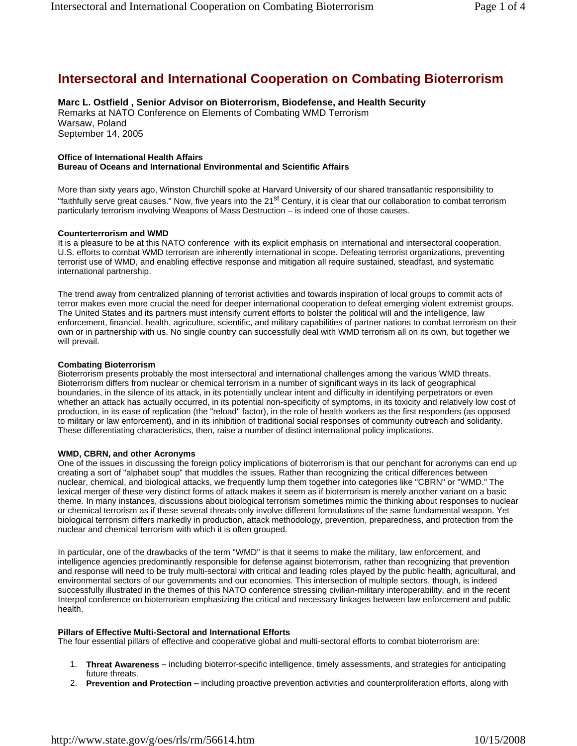# Intersectoral and International Cooperation on Combating Bioterrorism

**Marc L. Ostfield , Senior Advisor on Bioterrorism, Biodefense, and Health Security**
Remarks at NATO Conference on Elements of Combating WMD Terrorism
Warsaw, Poland
September 14, 2005

**Office of International Health Affairs**
**Bureau of Oceans and International Environmental and Scientific Affairs**

More than sixty years ago, Winston Churchill spoke at Harvard University of our shared transatlantic responsibility to "faithfully serve great causes." Now, five years into the 21st Century, it is clear that our collaboration to combat terrorism particularly terrorism involving Weapons of Mass Destruction – is indeed one of those causes.

**Counterterrorism and WMD**
It is a pleasure to be at this NATO conference with its explicit emphasis on international and intersectoral cooperation. U.S. efforts to combat WMD terrorism are inherently international in scope. Defeating terrorist organizations, preventing terrorist use of WMD, and enabling effective response and mitigation all require sustained, steadfast, and systematic international partnership.

The trend away from centralized planning of terrorist activities and towards inspiration of local groups to commit acts of terror makes even more crucial the need for deeper international cooperation to defeat emerging violent extremist groups. The United States and its partners must intensify current efforts to bolster the political will and the intelligence, law enforcement, financial, health, agriculture, scientific, and military capabilities of partner nations to combat terrorism on their own or in partnership with us. No single country can successfully deal with WMD terrorism all on its own, but together we will prevail.

**Combating Bioterrorism**
Bioterrorism presents probably the most intersectoral and international challenges among the various WMD threats. Bioterrorism differs from nuclear or chemical terrorism in a number of significant ways in its lack of geographical boundaries, in the silence of its attack, in its potentially unclear intent and difficulty in identifying perpetrators or even whether an attack has actually occurred, in its potential non-specificity of symptoms, in its toxicity and relatively low cost of production, in its ease of replication (the "reload" factor), in the role of health workers as the first responders (as opposed to military or law enforcement), and in its inhibition of traditional social responses of community outreach and solidarity. These differentiating characteristics, then, raise a number of distinct international policy implications.

**WMD, CBRN, and other Acronyms**
One of the issues in discussing the foreign policy implications of bioterrorism is that our penchant for acronyms can end up creating a sort of "alphabet soup" that muddles the issues. Rather than recognizing the critical differences between nuclear, chemical, and biological attacks, we frequently lump them together into categories like "CBRN" or "WMD." The lexical merger of these very distinct forms of attack makes it seem as if bioterrorism is merely another variant on a basic theme. In many instances, discussions about biological terrorism sometimes mimic the thinking about responses to nuclear or chemical terrorism as if these several threats only involve different formulations of the same fundamental weapon. Yet biological terrorism differs markedly in production, attack methodology, prevention, preparedness, and protection from the nuclear and chemical terrorism with which it is often grouped.

In particular, one of the drawbacks of the term "WMD" is that it seems to make the military, law enforcement, and intelligence agencies predominantly responsible for defense against bioterrorism, rather than recognizing that prevention and response will need to be truly multi-sectoral with critical and leading roles played by the public health, agricultural, and environmental sectors of our governments and our economies. This intersection of multiple sectors, though, is indeed successfully illustrated in the themes of this NATO conference stressing civilian-military interoperability, and in the recent Interpol conference on bioterrorism emphasizing the critical and necessary linkages between law enforcement and public health.

**Pillars of Effective Multi-Sectoral and International Efforts**
The four essential pillars of effective and cooperative global and multi-sectoral efforts to combat bioterrorism are:

1. **Threat Awareness** – including bioterror-specific intelligence, timely assessments, and strategies for anticipating future threats.
2. **Prevention and Protection** – including proactive prevention activities and counterproliferation efforts, along with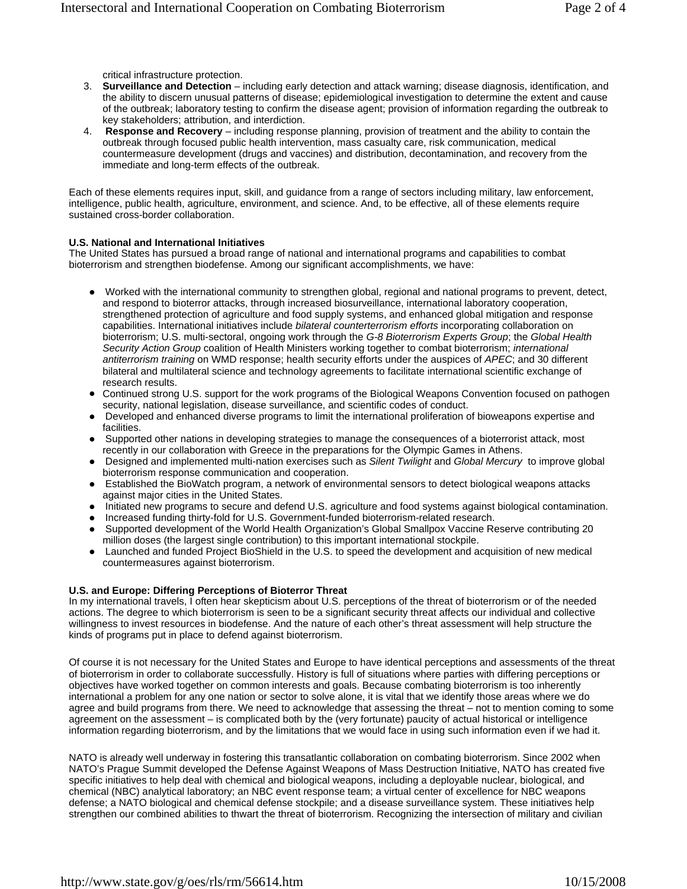critical infrastructure protection.

3. **Surveillance and Detection** – including early detection and attack warning; disease diagnosis, identification, and the ability to discern unusual patterns of disease; epidemiological investigation to determine the extent and cause of the outbreak; laboratory testing to confirm the disease agent; provision of information regarding the outbreak to key stakeholders; attribution, and interdiction.
4. **Response and Recovery** – including response planning, provision of treatment and the ability to contain the outbreak through focused public health intervention, mass casualty care, risk communication, medical countermeasure development (drugs and vaccines) and distribution, decontamination, and recovery from the immediate and long-term effects of the outbreak.

Each of these elements requires input, skill, and guidance from a range of sectors including military, law enforcement, intelligence, public health, agriculture, environment, and science. And, to be effective, all of these elements require sustained cross-border collaboration.

**U.S. National and International Initiatives**

The United States has pursued a broad range of national and international programs and capabilities to combat bioterrorism and strengthen biodefense. Among our significant accomplishments, we have:

- Worked with the international community to strengthen global, regional and national programs to prevent, detect, and respond to bioterror attacks, through increased biosurveillance, international laboratory cooperation, strengthened protection of agriculture and food supply systems, and enhanced global mitigation and response capabilities. International initiatives include *bilateral counterterrorism efforts* incorporating collaboration on bioterrorism; U.S. multi-sectoral, ongoing work through the *G-8 Bioterrorism Experts Group*; the *Global Health Security Action Group* coalition of Health Ministers working together to combat bioterrorism; *international antiterrorism training* on WMD response; health security efforts under the auspices of *APEC*; and 30 different bilateral and multilateral science and technology agreements to facilitate international scientific exchange of research results.
- Continued strong U.S. support for the work programs of the Biological Weapons Convention focused on pathogen security, national legislation, disease surveillance, and scientific codes of conduct.
- Developed and enhanced diverse programs to limit the international proliferation of bioweapons expertise and facilities.
- Supported other nations in developing strategies to manage the consequences of a bioterrorist attack, most recently in our collaboration with Greece in the preparations for the Olympic Games in Athens.
- Designed and implemented multi-nation exercises such as *Silent Twilight* and *Global Mercury* to improve global bioterrorism response communication and cooperation.
- Established the BioWatch program, a network of environmental sensors to detect biological weapons attacks against major cities in the United States.
- Initiated new programs to secure and defend U.S. agriculture and food systems against biological contamination.
- Increased funding thirty-fold for U.S. Government-funded bioterrorism-related research.
- Supported development of the World Health Organization's Global Smallpox Vaccine Reserve contributing 20 million doses (the largest single contribution) to this important international stockpile.
- Launched and funded Project BioShield in the U.S. to speed the development and acquisition of new medical countermeasures against bioterrorism.

**U.S. and Europe: Differing Perceptions of Bioterror Threat**

In my international travels, I often hear skepticism about U.S. perceptions of the threat of bioterrorism or of the needed actions. The degree to which bioterrorism is seen to be a significant security threat affects our individual and collective willingness to invest resources in biodefense. And the nature of each other's threat assessment will help structure the kinds of programs put in place to defend against bioterrorism.

Of course it is not necessary for the United States and Europe to have identical perceptions and assessments of the threat of bioterrorism in order to collaborate successfully. History is full of situations where parties with differing perceptions or objectives have worked together on common interests and goals. Because combating bioterrorism is too inherently international a problem for any one nation or sector to solve alone, it is vital that we identify those areas where we do agree and build programs from there. We need to acknowledge that assessing the threat – not to mention coming to some agreement on the assessment – is complicated both by the (very fortunate) paucity of actual historical or intelligence information regarding bioterrorism, and by the limitations that we would face in using such information even if we had it.

NATO is already well underway in fostering this transatlantic collaboration on combating bioterrorism. Since 2002 when NATO's Prague Summit developed the Defense Against Weapons of Mass Destruction Initiative, NATO has created five specific initiatives to help deal with chemical and biological weapons, including a deployable nuclear, biological, and chemical (NBC) analytical laboratory; an NBC event response team; a virtual center of excellence for NBC weapons defense; a NATO biological and chemical defense stockpile; and a disease surveillance system. These initiatives help strengthen our combined abilities to thwart the threat of bioterrorism. Recognizing the intersection of military and civilian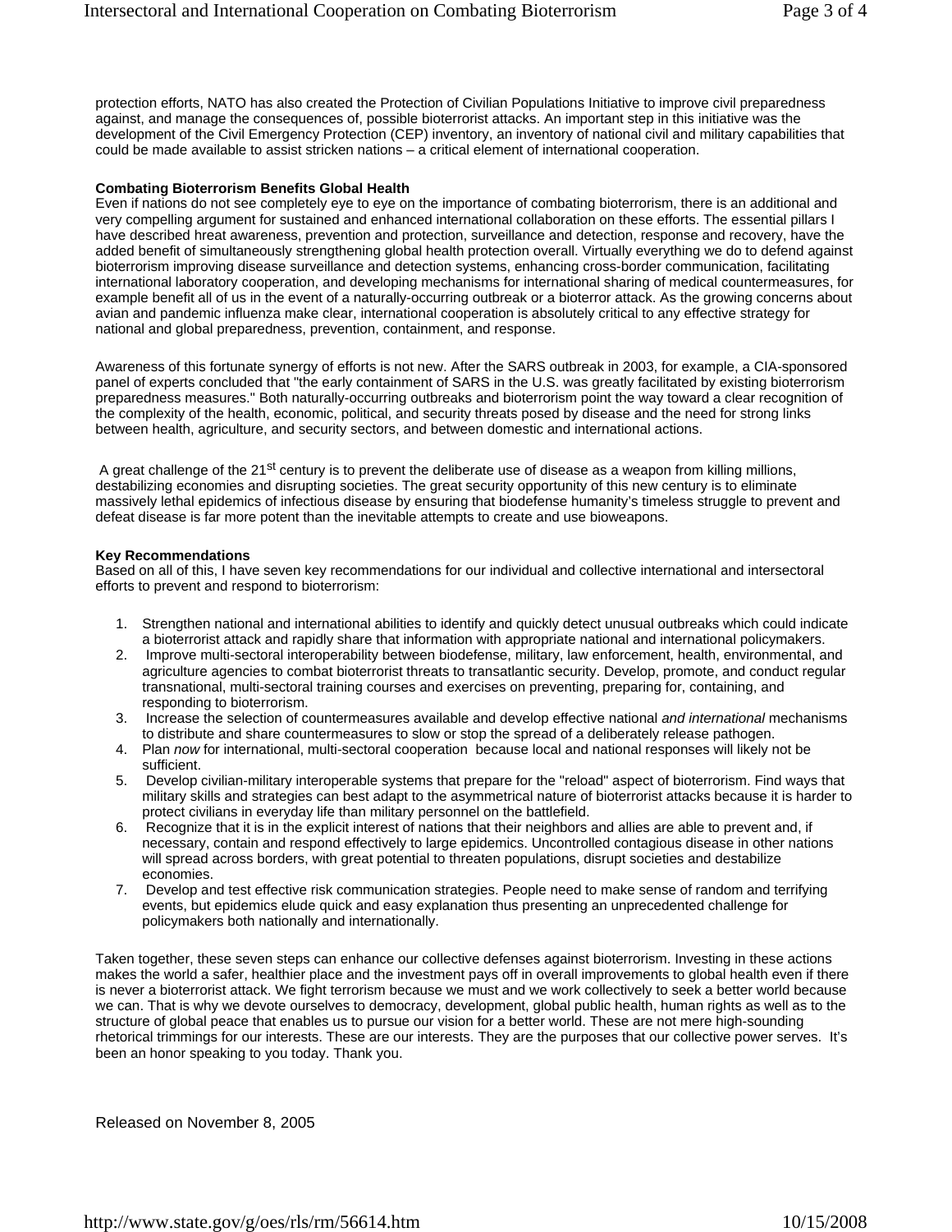protection efforts, NATO has also created the Protection of Civilian Populations Initiative to improve civil preparedness against, and manage the consequences of, possible bioterrorist attacks. An important step in this initiative was the development of the Civil Emergency Protection (CEP) inventory, an inventory of national civil and military capabilities that could be made available to assist stricken nations – a critical element of international cooperation.

**Combating Bioterrorism Benefits Global Health**

Even if nations do not see completely eye to eye on the importance of combating bioterrorism, there is an additional and very compelling argument for sustained and enhanced international collaboration on these efforts. The essential pillars I have described hreat awareness, prevention and protection, surveillance and detection, response and recovery, have the added benefit of simultaneously strengthening global health protection overall. Virtually everything we do to defend against bioterrorism improving disease surveillance and detection systems, enhancing cross-border communication, facilitating international laboratory cooperation, and developing mechanisms for international sharing of medical countermeasures, for example benefit all of us in the event of a naturally-occurring outbreak or a bioterror attack. As the growing concerns about avian and pandemic influenza make clear, international cooperation is absolutely critical to any effective strategy for national and global preparedness, prevention, containment, and response.

Awareness of this fortunate synergy of efforts is not new. After the SARS outbreak in 2003, for example, a CIA-sponsored panel of experts concluded that "the early containment of SARS in the U.S. was greatly facilitated by existing bioterrorism preparedness measures." Both naturally-occurring outbreaks and bioterrorism point the way toward a clear recognition of the complexity of the health, economic, political, and security threats posed by disease and the need for strong links between health, agriculture, and security sectors, and between domestic and international actions.

A great challenge of the 21st century is to prevent the deliberate use of disease as a weapon from killing millions, destabilizing economies and disrupting societies. The great security opportunity of this new century is to eliminate massively lethal epidemics of infectious disease by ensuring that biodefense humanity's timeless struggle to prevent and defeat disease is far more potent than the inevitable attempts to create and use bioweapons.

**Key Recommendations**

Based on all of this, I have seven key recommendations for our individual and collective international and intersectoral efforts to prevent and respond to bioterrorism:

1. Strengthen national and international abilities to identify and quickly detect unusual outbreaks which could indicate a bioterrorist attack and rapidly share that information with appropriate national and international policymakers.
2. Improve multi-sectoral interoperability between biodefense, military, law enforcement, health, environmental, and agriculture agencies to combat bioterrorist threats to transatlantic security. Develop, promote, and conduct regular transnational, multi-sectoral training courses and exercises on preventing, preparing for, containing, and responding to bioterrorism.
3. Increase the selection of countermeasures available and develop effective national *and international* mechanisms to distribute and share countermeasures to slow or stop the spread of a deliberately release pathogen.
4. Plan *now* for international, multi-sectoral cooperation because local and national responses will likely not be sufficient.
5. Develop civilian-military interoperable systems that prepare for the "reload" aspect of bioterrorism. Find ways that military skills and strategies can best adapt to the asymmetrical nature of bioterrorist attacks because it is harder to protect civilians in everyday life than military personnel on the battlefield.
6. Recognize that it is in the explicit interest of nations that their neighbors and allies are able to prevent and, if necessary, contain and respond effectively to large epidemics. Uncontrolled contagious disease in other nations will spread across borders, with great potential to threaten populations, disrupt societies and destabilize economies.
7. Develop and test effective risk communication strategies. People need to make sense of random and terrifying events, but epidemics elude quick and easy explanation thus presenting an unprecedented challenge for policymakers both nationally and internationally.

Taken together, these seven steps can enhance our collective defenses against bioterrorism. Investing in these actions makes the world a safer, healthier place and the investment pays off in overall improvements to global health even if there is never a bioterrorist attack. We fight terrorism because we must and we work collectively to seek a better world because we can. That is why we devote ourselves to democracy, development, global public health, human rights as well as to the structure of global peace that enables us to pursue our vision for a better world. These are not mere high-sounding rhetorical trimmings for our interests. These are our interests. They are the purposes that our collective power serves. It's been an honor speaking to you today. Thank you.

Released on November 8, 2005